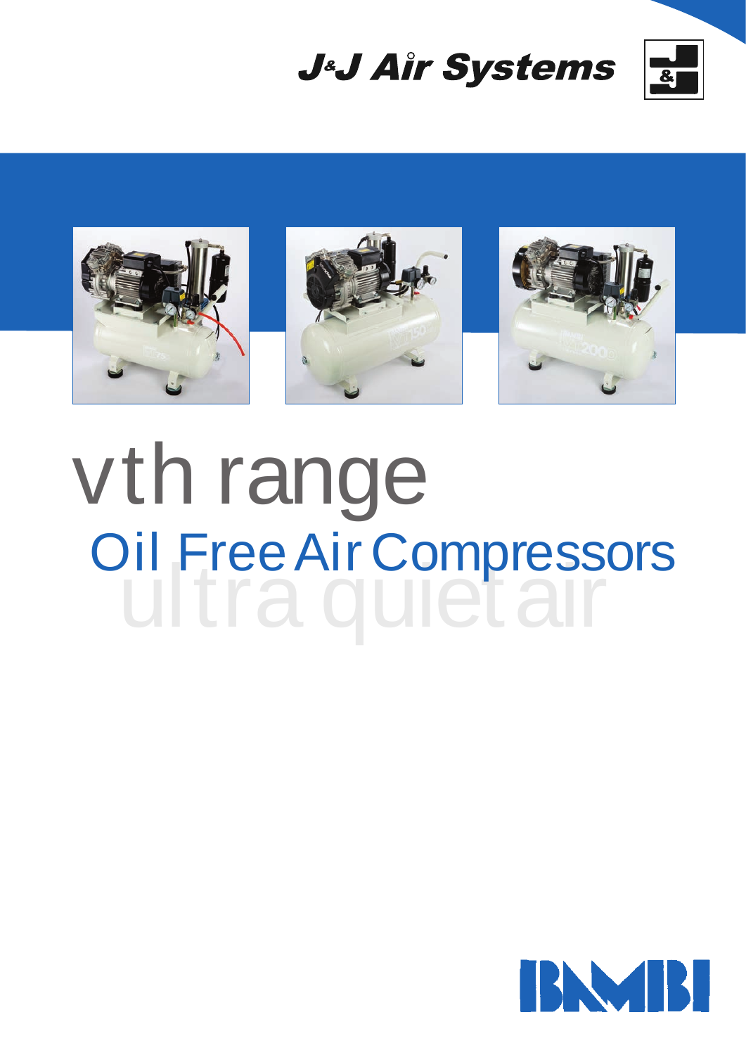J&J Air Systems

# vth range

## Oil Free Air Compressors

ultra quiet air

BAMBI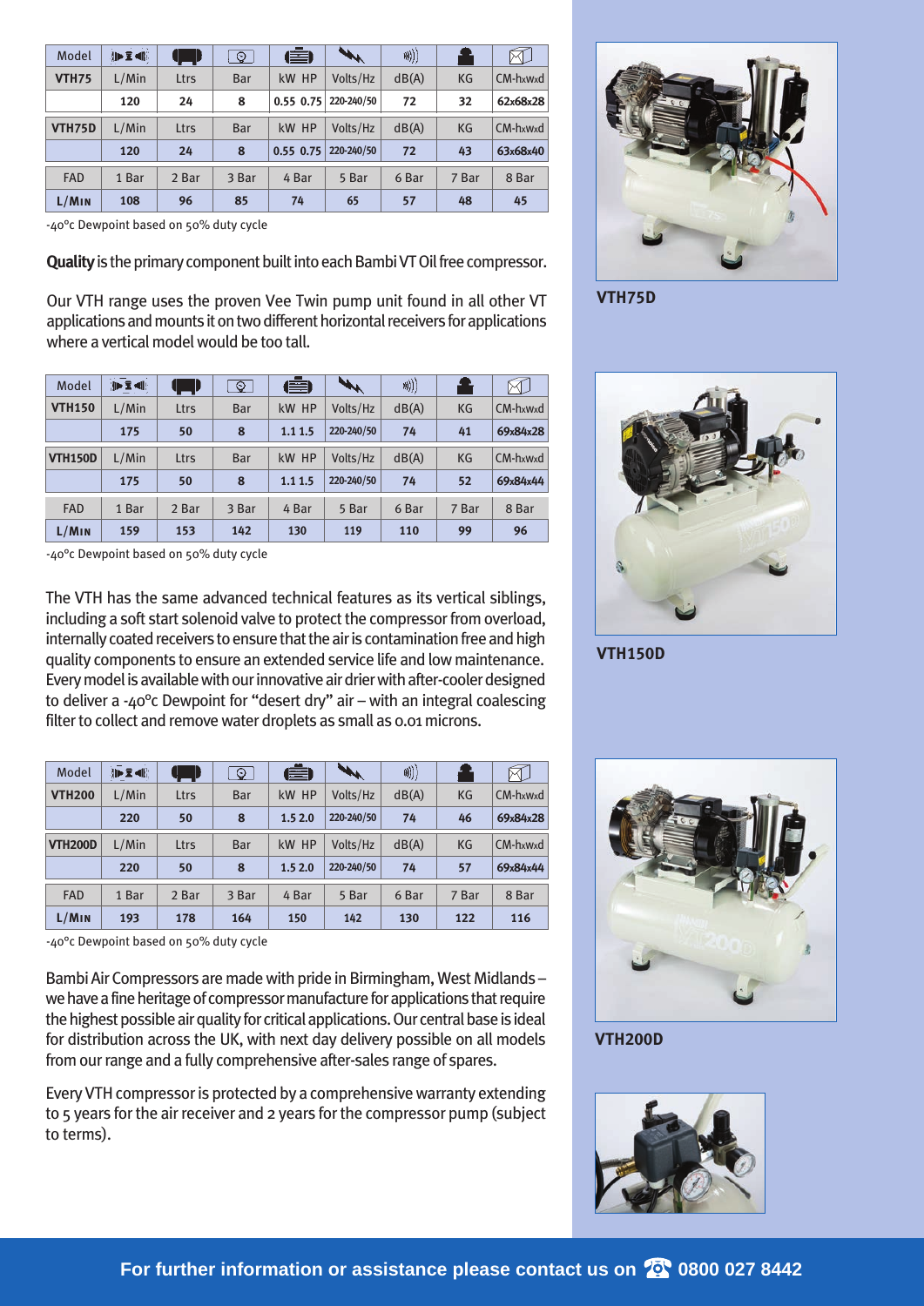| Model | | | | | | | | |
|---|---|---|---|---|---|---|---|---|
| VTH75 | L/Min | Ltrs | Bar | kW HP | Volts/Hz | dB(A) | KG | CM-hxwxd |
| | 120 | 24 | 8 | 0.55 0.75 | 220-240/50 | 72 | 32 | 62x68x28 |
| VTH75D | L/Min | Ltrs | Bar | kW HP | Volts/Hz | dB(A) | KG | CM-hxwxd |
| | 120 | 24 | 8 | 0.55 0.75 | 220-240/50 | 72 | 43 | 63x68x40 |
| FAD | 1 Bar | 2 Bar | 3 Bar | 4 Bar | 5 Bar | 6 Bar | 7 Bar | 8 Bar |
| L/Min | 108 | 96 | 85 | 74 | 65 | 57 | 48 | 45 |

-40°c Dewpoint based on 50% duty cycle

VTH75D

**Quality** is the primary component built into each Bambi VT Oil free compressor.

Our VTH range uses the proven Vee Twin pump unit found in all other VT applications and mounts it on two different horizontal receivers for applications where a vertical model would be too tall.

| Model | | | | | | | | |
|---|---|---|---|---|---|---|---|---|
| VTH150 | L/Min | Ltrs | Bar | kW HP | Volts/Hz | dB(A) | KG | CM-hxwxd |
| | 175 | 50 | 8 | 1.1 1.5 | 220-240/50 | 74 | 41 | 69x84x28 |
| VTH150D | L/Min | Ltrs | Bar | kW HP | Volts/Hz | dB(A) | KG | CM-hxwxd |
| | 175 | 50 | 8 | 1.1 1.5 | 220-240/50 | 74 | 52 | 69x84x44 |
| FAD | 1 Bar | 2 Bar | 3 Bar | 4 Bar | 5 Bar | 6 Bar | 7 Bar | 8 Bar |
| L/Min | 159 | 153 | 142 | 130 | 119 | 110 | 99 | 96 |

-40°c Dewpoint based on 50% duty cycle

VTH150D

The VTH has the same advanced technical features as its vertical siblings, including a soft start solenoid valve to protect the compressor from overload, internally coated receivers to ensure that the air is contamination free and high quality components to ensure an extended service life and low maintenance. Every model is available with our innovative air drier with after-cooler designed to deliver a -40°c Dewpoint for "desert dry" air – with an integral coalescing filter to collect and remove water droplets as small as 0.01 microns.

| Model | | | | | | | | |
|---|---|---|---|---|---|---|---|---|
| VTH200 | L/Min | Ltrs | Bar | kW HP | Volts/Hz | dB(A) | KG | CM-hxwxd |
| | 220 | 50 | 8 | 1.5 2.0 | 220-240/50 | 74 | 46 | 69x84x28 |
| VTH200D | L/Min | Ltrs | Bar | kW HP | Volts/Hz | dB(A) | KG | CM-hxwxd |
| | 220 | 50 | 8 | 1.5 2.0 | 220-240/50 | 74 | 57 | 69x84x44 |
| FAD | 1 Bar | 2 Bar | 3 Bar | 4 Bar | 5 Bar | 6 Bar | 7 Bar | 8 Bar |
| L/Min | 193 | 178 | 164 | 150 | 142 | 130 | 122 | 116 |

-40°c Dewpoint based on 50% duty cycle

VTH200D

Bambi Air Compressors are made with pride in Birmingham, West Midlands – we have a fine heritage of compressor manufacture for applications that require the highest possible air quality for critical applications. Our central base is ideal for distribution across the UK, with next day delivery possible on all models from our range and a fully comprehensive after-sales range of spares.

Every VTH compressor is protected by a comprehensive warranty extending to 5 years for the air receiver and 2 years for the compressor pump (subject to terms).

**For further information or assistance please contact us on 0800 027 8442**